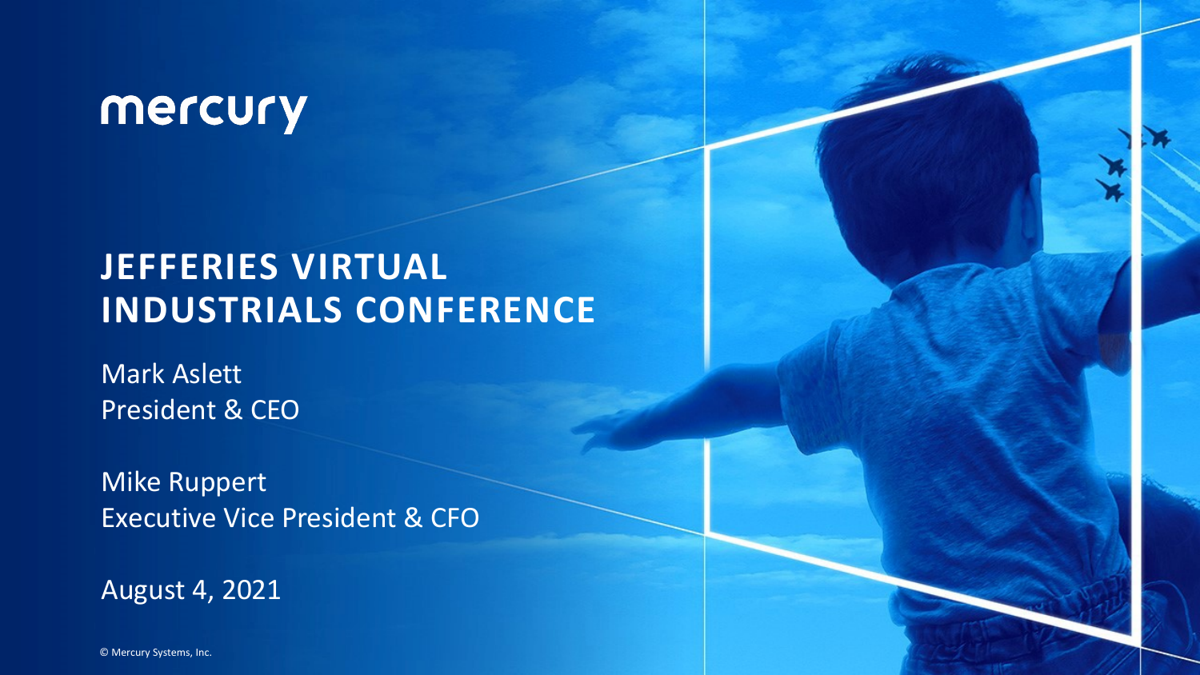mercury

# JEFFERIES VIRTUAL INDUSTRIALS CONFERENCE

Mark Aslett
President & CEO

Mike Ruppert
Executive Vice President & CFO

August 4, 2021

© Mercury Systems, Inc.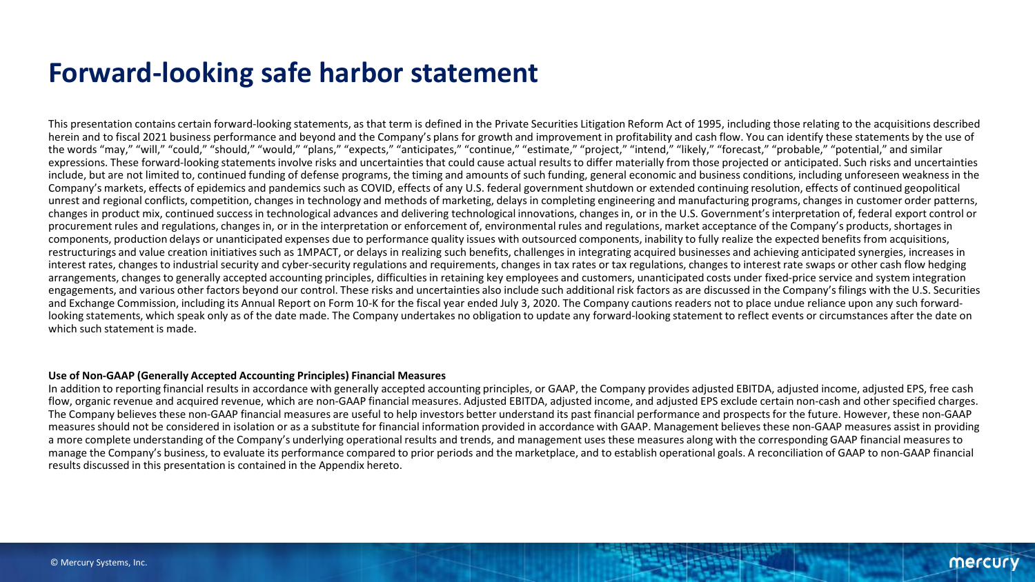# Forward-looking safe harbor statement

This presentation contains certain forward-looking statements, as that term is defined in the Private Securities Litigation Reform Act of 1995, including those relating to the acquisitions described herein and to fiscal 2021 business performance and beyond and the Company's plans for growth and improvement in profitability and cash flow. You can identify these statements by the use of the words "may," "will," "could," "should," "would," "plans," "expects," "anticipates," "continue," "estimate," "project," "intend," "likely," "forecast," "probable," "potential," and similar expressions. These forward-looking statements involve risks and uncertainties that could cause actual results to differ materially from those projected or anticipated. Such risks and uncertainties include, but are not limited to, continued funding of defense programs, the timing and amounts of such funding, general economic and business conditions, including unforeseen weakness in the Company's markets, effects of epidemics and pandemics such as COVID, effects of any U.S. federal government shutdown or extended continuing resolution, effects of continued geopolitical unrest and regional conflicts, competition, changes in technology and methods of marketing, delays in completing engineering and manufacturing programs, changes in customer order patterns, changes in product mix, continued success in technological advances and delivering technological innovations, changes in, or in the U.S. Government's interpretation of, federal export control or procurement rules and regulations, changes in, or in the interpretation or enforcement of, environmental rules and regulations, market acceptance of the Company's products, shortages in components, production delays or unanticipated expenses due to performance quality issues with outsourced components, inability to fully realize the expected benefits from acquisitions, restructurings and value creation initiatives such as 1MPACT, or delays in realizing such benefits, challenges in integrating acquired businesses and achieving anticipated synergies, increases in interest rates, changes to industrial security and cyber-security regulations and requirements, changes in tax rates or tax regulations, changes to interest rate swaps or other cash flow hedging arrangements, changes to generally accepted accounting principles, difficulties in retaining key employees and customers, unanticipated costs under fixed-price service and system integration engagements, and various other factors beyond our control. These risks and uncertainties also include such additional risk factors as are discussed in the Company's filings with the U.S. Securities and Exchange Commission, including its Annual Report on Form 10-K for the fiscal year ended July 3, 2020. The Company cautions readers not to place undue reliance upon any such forward-looking statements, which speak only as of the date made. The Company undertakes no obligation to update any forward-looking statement to reflect events or circumstances after the date on which such statement is made.

**Use of Non-GAAP (Generally Accepted Accounting Principles) Financial Measures**

In addition to reporting financial results in accordance with generally accepted accounting principles, or GAAP, the Company provides adjusted EBITDA, adjusted income, adjusted EPS, free cash flow, organic revenue and acquired revenue, which are non-GAAP financial measures. Adjusted EBITDA, adjusted income, and adjusted EPS exclude certain non-cash and other specified charges. The Company believes these non-GAAP financial measures are useful to help investors better understand its past financial performance and prospects for the future. However, these non-GAAP measures should not be considered in isolation or as a substitute for financial information provided in accordance with GAAP. Management believes these non-GAAP measures assist in providing a more complete understanding of the Company's underlying operational results and trends, and management uses these measures along with the corresponding GAAP financial measures to manage the Company's business, to evaluate its performance compared to prior periods and the marketplace, and to establish operational goals. A reconciliation of GAAP to non-GAAP financial results discussed in this presentation is contained in the Appendix hereto.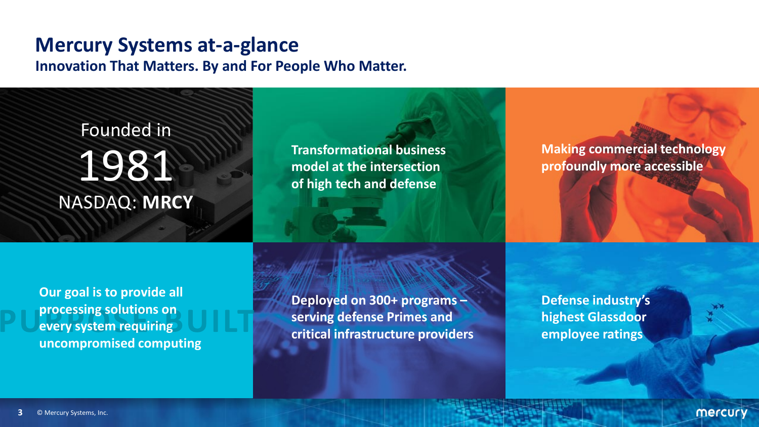# Mercury Systems at-a-glance

## Innovation That Matters. By and For People Who Matter.

Founded in
1981
NASDAQ: **MRCY**

**Transformational business model at the intersection of high tech and defense**

**Making commercial technology profoundly more accessible**

PURPOSE BUILT

**Our goal is to provide all processing solutions on every system requiring uncompromised computing**

**Deployed on 300+ programs – serving defense Primes and critical infrastructure providers**

**Defense industry's highest Glassdoor employee ratings**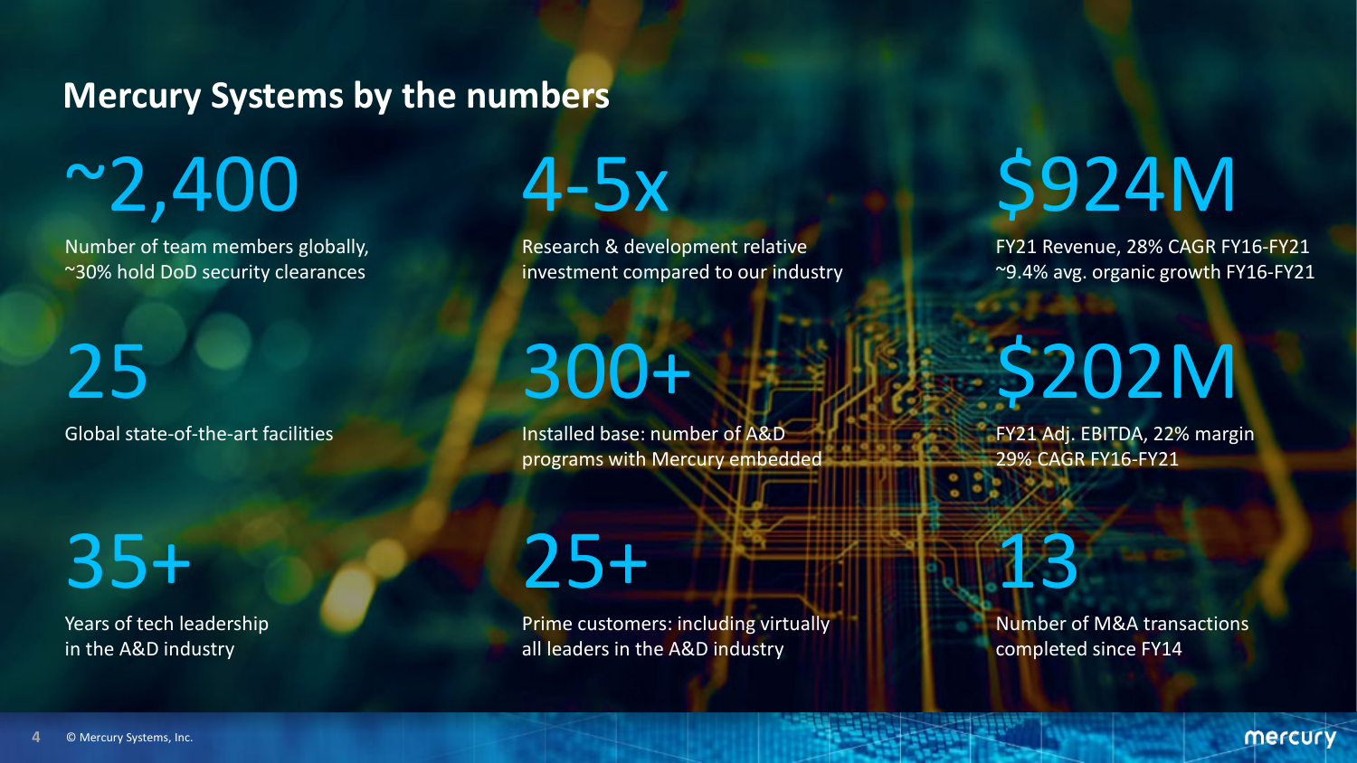# Mercury Systems by the numbers

**~2,400**

Number of team members globally, ~30% hold DoD security clearances

**4-5x**

Research & development relative investment compared to our industry

**$924M**

FY21 Revenue, 28% CAGR FY16-FY21
~9.4% avg. organic growth FY16-FY21

**25**

Global state-of-the-art facilities

**300+**

Installed base: number of A&D programs with Mercury embedded

**$202M**

FY21 Adj. EBITDA, 22% margin
29% CAGR FY16-FY21

**35+**

Years of tech leadership in the A&D industry

**25+**

Prime customers: including virtually all leaders in the A&D industry

**13**

Number of M&A transactions completed since FY14

© Mercury Systems, Inc.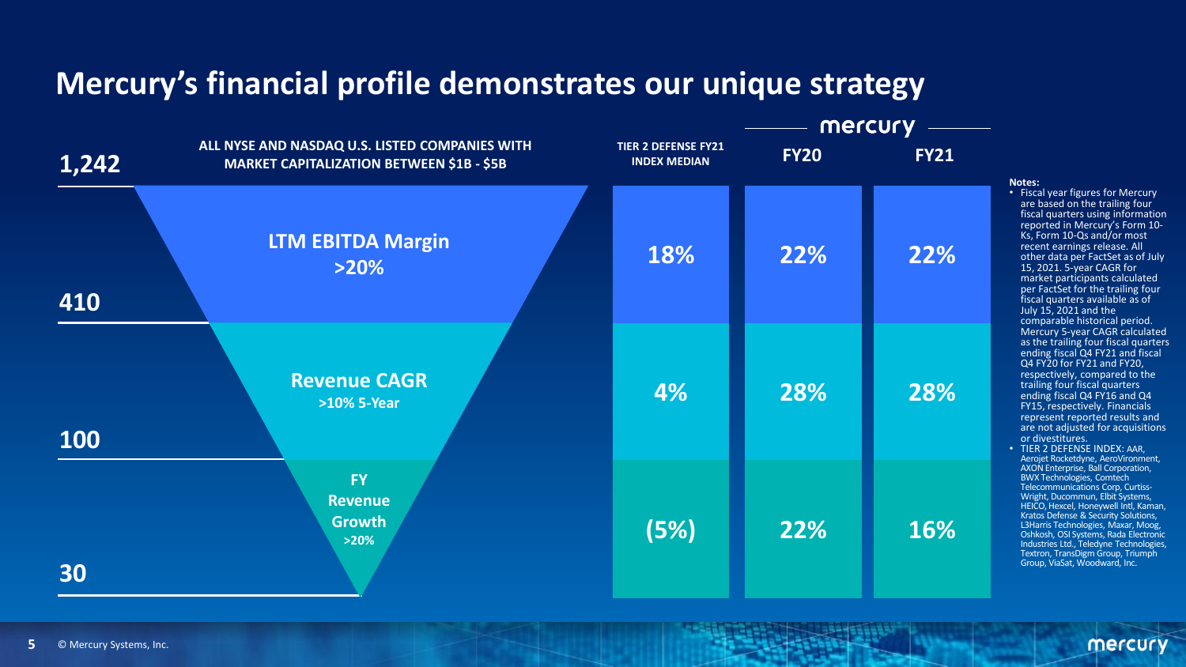# Mercury's financial profile demonstrates our unique strategy

**ALL NYSE AND NASDAQ U.S. LISTED COMPANIES WITH MARKET CAPITALIZATION BETWEEN $1B - $5B**

| Companies | Screen | TIER 2 DEFENSE FY21 INDEX MEDIAN | mercury FY20 | mercury FY21 |
|---|---|---|---|---|
| 1,242 | LTM EBITDA Margin >20% | 18% | 22% | 22% |
| 410 | Revenue CAGR >10% 5-Year | 4% | 28% | 28% |
| 100 | FY Revenue Growth >20% | (5%) | 22% | 16% |
| 30 | | | | |

**Notes:**

- Fiscal year figures for Mercury are based on the trailing four fiscal quarters using information reported in Mercury's Form 10-Ks, Form 10-Qs and/or most recent earnings release. All other data per FactSet as of July 15, 2021. 5-year CAGR for market participants calculated per FactSet for the trailing four fiscal quarters available as of July 15, 2021 and the comparable historical period. Mercury 5-year CAGR calculated as the trailing four fiscal quarters ending fiscal Q4 FY21 and fiscal Q4 FY20 for FY21 and FY20, respectively, compared to the trailing four fiscal quarters ending fiscal Q4 FY16 and Q4 FY15, respectively. Financials represent reported results and are not adjusted for acquisitions or divestitures.
- TIER 2 DEFENSE INDEX: AAR, Aerojet Rocketdyne, AeroVironment, AXON Enterprise, Ball Corporation, BWX Technologies, Comtech Telecommunications Corp, Curtiss-Wright, Ducommun, Elbit Systems, HEICO, Hexcel, Honeywell Intl, Kaman, Kratos Defense & Security Solutions, L3Harris Technologies, Maxar, Moog, Oshkosh, OSI Systems, Rada Electronic Industries Ltd., Teledyne Technologies, Textron, TransDigm Group, Triumph Group, ViaSat, Woodward, Inc.

© Mercury Systems, Inc.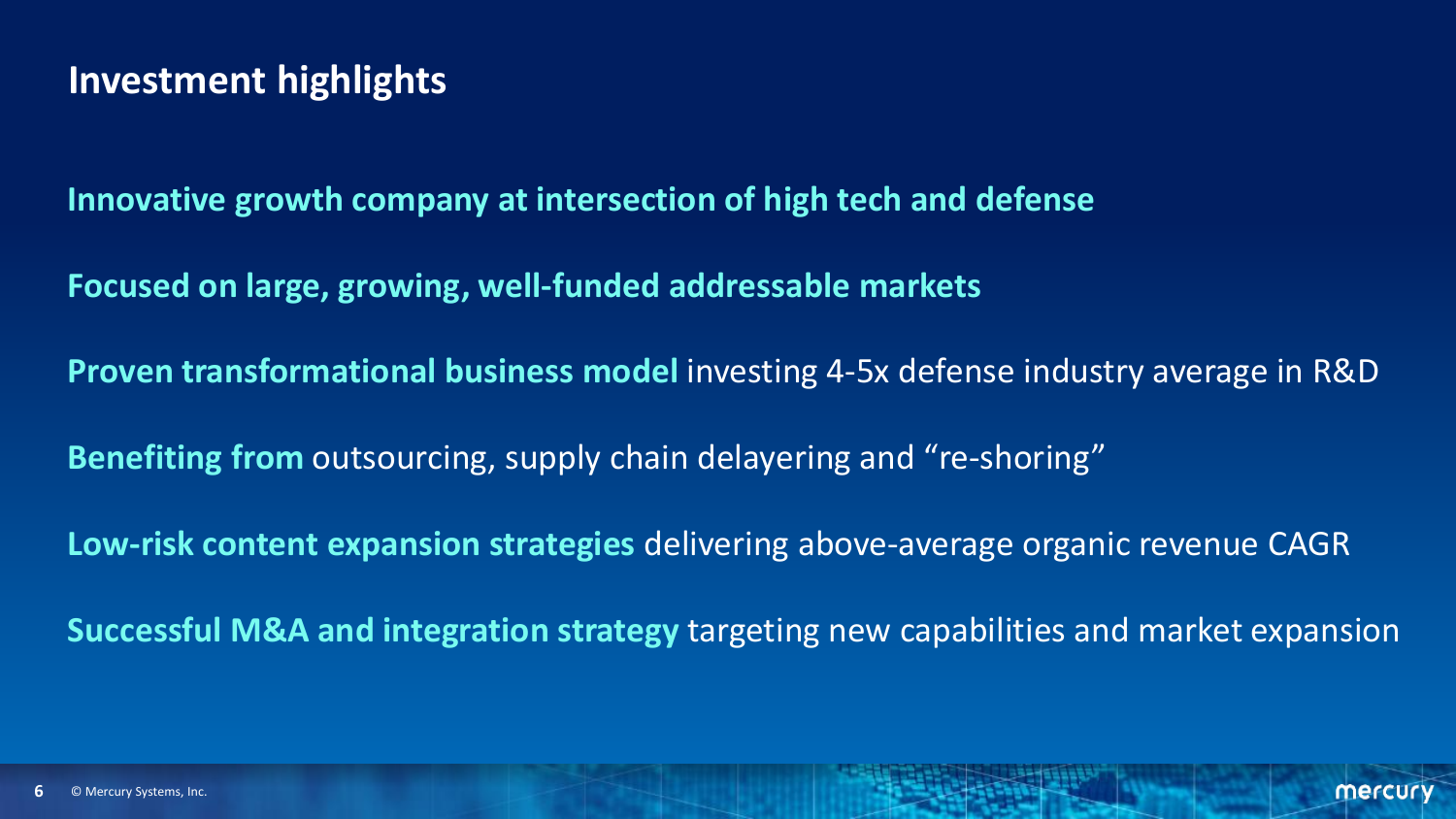# Investment highlights

**Innovative growth company at intersection of high tech and defense**

**Focused on large, growing, well-funded addressable markets**

**Proven transformational business model** investing 4-5x defense industry average in R&D

**Benefiting from** outsourcing, supply chain delayering and “re-shoring”

**Low-risk content expansion strategies** delivering above-average organic revenue CAGR

**Successful M&A and integration strategy** targeting new capabilities and market expansion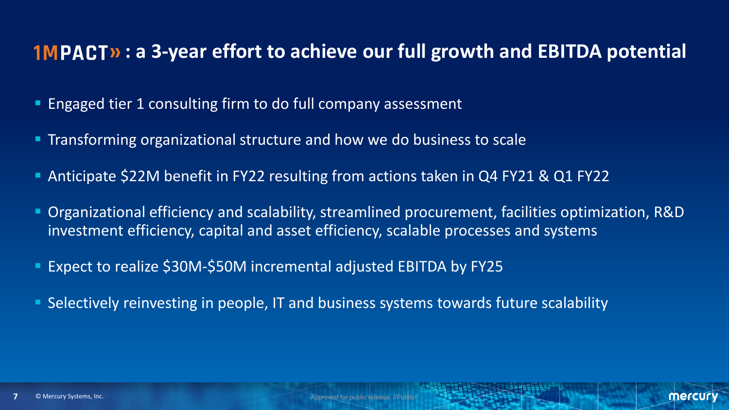## 1MPACT» : a 3-year effort to achieve our full growth and EBITDA potential

- Engaged tier 1 consulting firm to do full company assessment
- Transforming organizational structure and how we do business to scale
- Anticipate $22M benefit in FY22 resulting from actions taken in Q4 FY21 & Q1 FY22
- Organizational efficiency and scalability, streamlined procurement, facilities optimization, R&D investment efficiency, capital and asset efficiency, scalable processes and systems
- Expect to realize $30M-$50M incremental adjusted EBITDA by FY25
- Selectively reinvesting in people, IT and business systems towards future scalability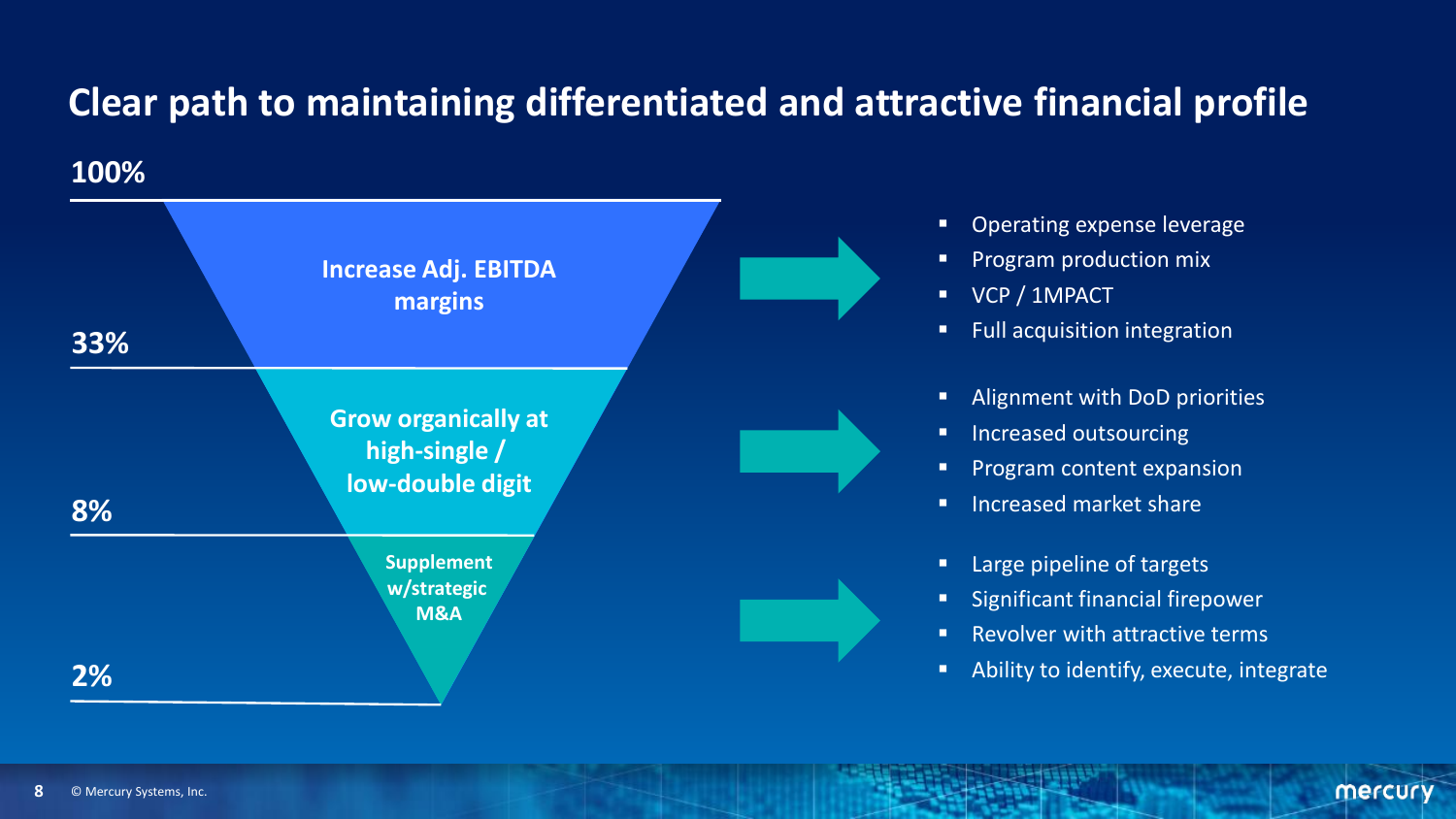# Clear path to maintaining differentiated and attractive financial profile

100%

**Increase Adj. EBITDA margins**

33%

**Grow organically at high-single / low-double digit**

8%

**Supplement w/strategic M&A**

2%

- Operating expense leverage
- Program production mix
- VCP / 1MPACT
- Full acquisition integration

- Alignment with DoD priorities
- Increased outsourcing
- Program content expansion
- Increased market share

- Large pipeline of targets
- Significant financial firepower
- Revolver with attractive terms
- Ability to identify, execute, integrate

© Mercury Systems, Inc.